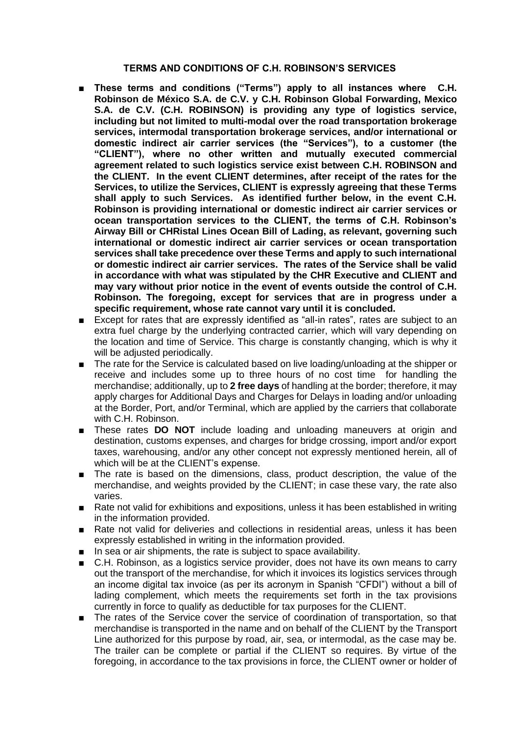# TERMS AND CONDITIONS OF C.H. ROBINSON'S SERVICES

- **These terms and conditions ("Terms") apply to all instances where C.H. Robinson de México S.A. de C.V. y C.H. Robinson Global Forwarding, Mexico S.A. de C.V. (C.H. ROBINSON) is providing any type of logistics service, including but not limited to multi-modal over the road transportation brokerage services, intermodal transportation brokerage services, and/or international or domestic indirect air carrier services (the "Services"), to a customer (the "CLIENT"), where no other written and mutually executed commercial agreement related to such logistics service exist between C.H. ROBINSON and the CLIENT. In the event CLIENT determines, after receipt of the rates for the Services, to utilize the Services, CLIENT is expressly agreeing that these Terms shall apply to such Services. As identified further below, in the event C.H. Robinson is providing international or domestic indirect air carrier services or ocean transportation services to the CLIENT, the terms of C.H. Robinson's Airway Bill or CHRistal Lines Ocean Bill of Lading, as relevant, governing such international or domestic indirect air carrier services or ocean transportation services shall take precedence over these Terms and apply to such international or domestic indirect air carrier services. The rates of the Service shall be valid in accordance with what was stipulated by the CHR Executive and CLIENT and may vary without prior notice in the event of events outside the control of C.H. Robinson. The foregoing, except for services that are in progress under a specific requirement, whose rate cannot vary until it is concluded.**
- Except for rates that are expressly identified as "all-in rates", rates are subject to an extra fuel charge by the underlying contracted carrier, which will vary depending on the location and time of Service. This charge is constantly changing, which is why it will be adjusted periodically.
- The rate for the Service is calculated based on live loading/unloading at the shipper or receive and includes some up to three hours of no cost time for handling the merchandise; additionally, up to **2 free days** of handling at the border; therefore, it may apply charges for Additional Days and Charges for Delays in loading and/or unloading at the Border, Port, and/or Terminal, which are applied by the carriers that collaborate with C.H. Robinson.
- These rates **DO NOT** include loading and unloading maneuvers at origin and destination, customs expenses, and charges for bridge crossing, import and/or export taxes, warehousing, and/or any other concept not expressly mentioned herein, all of which will be at the CLIENT's expense.
- The rate is based on the dimensions, class, product description, the value of the merchandise, and weights provided by the CLIENT; in case these vary, the rate also varies.
- Rate not valid for exhibitions and expositions, unless it has been established in writing in the information provided.
- Rate not valid for deliveries and collections in residential areas, unless it has been expressly established in writing in the information provided.
- In sea or air shipments, the rate is subject to space availability.
- C.H. Robinson, as a logistics service provider, does not have its own means to carry out the transport of the merchandise, for which it invoices its logistics services through an income digital tax invoice (as per its acronym in Spanish "CFDI") without a bill of lading complement, which meets the requirements set forth in the tax provisions currently in force to qualify as deductible for tax purposes for the CLIENT.
- The rates of the Service cover the service of coordination of transportation, so that merchandise is transported in the name and on behalf of the CLIENT by the Transport Line authorized for this purpose by road, air, sea, or intermodal, as the case may be. The trailer can be complete or partial if the CLIENT so requires. By virtue of the foregoing, in accordance to the tax provisions in force, the CLIENT owner or holder of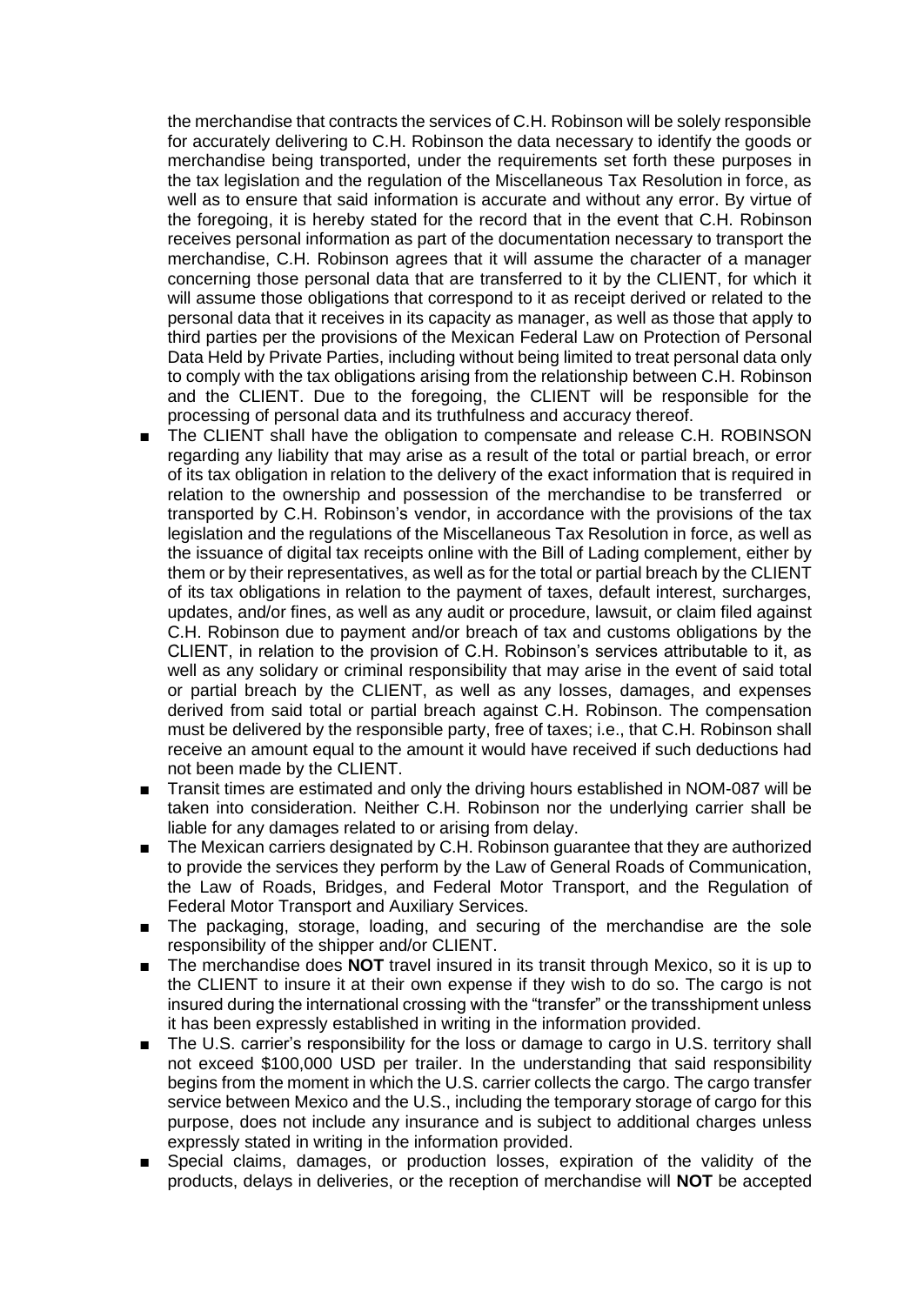the merchandise that contracts the services of C.H. Robinson will be solely responsible for accurately delivering to C.H. Robinson the data necessary to identify the goods or merchandise being transported, under the requirements set forth these purposes in the tax legislation and the regulation of the Miscellaneous Tax Resolution in force, as well as to ensure that said information is accurate and without any error. By virtue of the foregoing, it is hereby stated for the record that in the event that C.H. Robinson receives personal information as part of the documentation necessary to transport the merchandise, C.H. Robinson agrees that it will assume the character of a manager concerning those personal data that are transferred to it by the CLIENT, for which it will assume those obligations that correspond to it as receipt derived or related to the personal data that it receives in its capacity as manager, as well as those that apply to third parties per the provisions of the Mexican Federal Law on Protection of Personal Data Held by Private Parties, including without being limited to treat personal data only to comply with the tax obligations arising from the relationship between C.H. Robinson and the CLIENT. Due to the foregoing, the CLIENT will be responsible for the processing of personal data and its truthfulness and accuracy thereof.

- The CLIENT shall have the obligation to compensate and release C.H. ROBINSON regarding any liability that may arise as a result of the total or partial breach, or error of its tax obligation in relation to the delivery of the exact information that is required in relation to the ownership and possession of the merchandise to be transferred or transported by C.H. Robinson's vendor, in accordance with the provisions of the tax legislation and the regulations of the Miscellaneous Tax Resolution in force, as well as the issuance of digital tax receipts online with the Bill of Lading complement, either by them or by their representatives, as well as for the total or partial breach by the CLIENT of its tax obligations in relation to the payment of taxes, default interest, surcharges, updates, and/or fines, as well as any audit or procedure, lawsuit, or claim filed against C.H. Robinson due to payment and/or breach of tax and customs obligations by the CLIENT, in relation to the provision of C.H. Robinson's services attributable to it, as well as any solidary or criminal responsibility that may arise in the event of said total or partial breach by the CLIENT, as well as any losses, damages, and expenses derived from said total or partial breach against C.H. Robinson. The compensation must be delivered by the responsible party, free of taxes; i.e., that C.H. Robinson shall receive an amount equal to the amount it would have received if such deductions had not been made by the CLIENT.
- Transit times are estimated and only the driving hours established in NOM-087 will be taken into consideration. Neither C.H. Robinson nor the underlying carrier shall be liable for any damages related to or arising from delay.
- The Mexican carriers designated by C.H. Robinson guarantee that they are authorized to provide the services they perform by the Law of General Roads of Communication, the Law of Roads, Bridges, and Federal Motor Transport, and the Regulation of Federal Motor Transport and Auxiliary Services.
- The packaging, storage, loading, and securing of the merchandise are the sole responsibility of the shipper and/or CLIENT.
- The merchandise does **NOT** travel insured in its transit through Mexico, so it is up to the CLIENT to insure it at their own expense if they wish to do so. The cargo is not insured during the international crossing with the "transfer" or the transshipment unless it has been expressly established in writing in the information provided.
- The U.S. carrier's responsibility for the loss or damage to cargo in U.S. territory shall not exceed $100,000 USD per trailer. In the understanding that said responsibility begins from the moment in which the U.S. carrier collects the cargo. The cargo transfer service between Mexico and the U.S., including the temporary storage of cargo for this purpose, does not include any insurance and is subject to additional charges unless expressly stated in writing in the information provided.
- Special claims, damages, or production losses, expiration of the validity of the products, delays in deliveries, or the reception of merchandise will **NOT** be accepted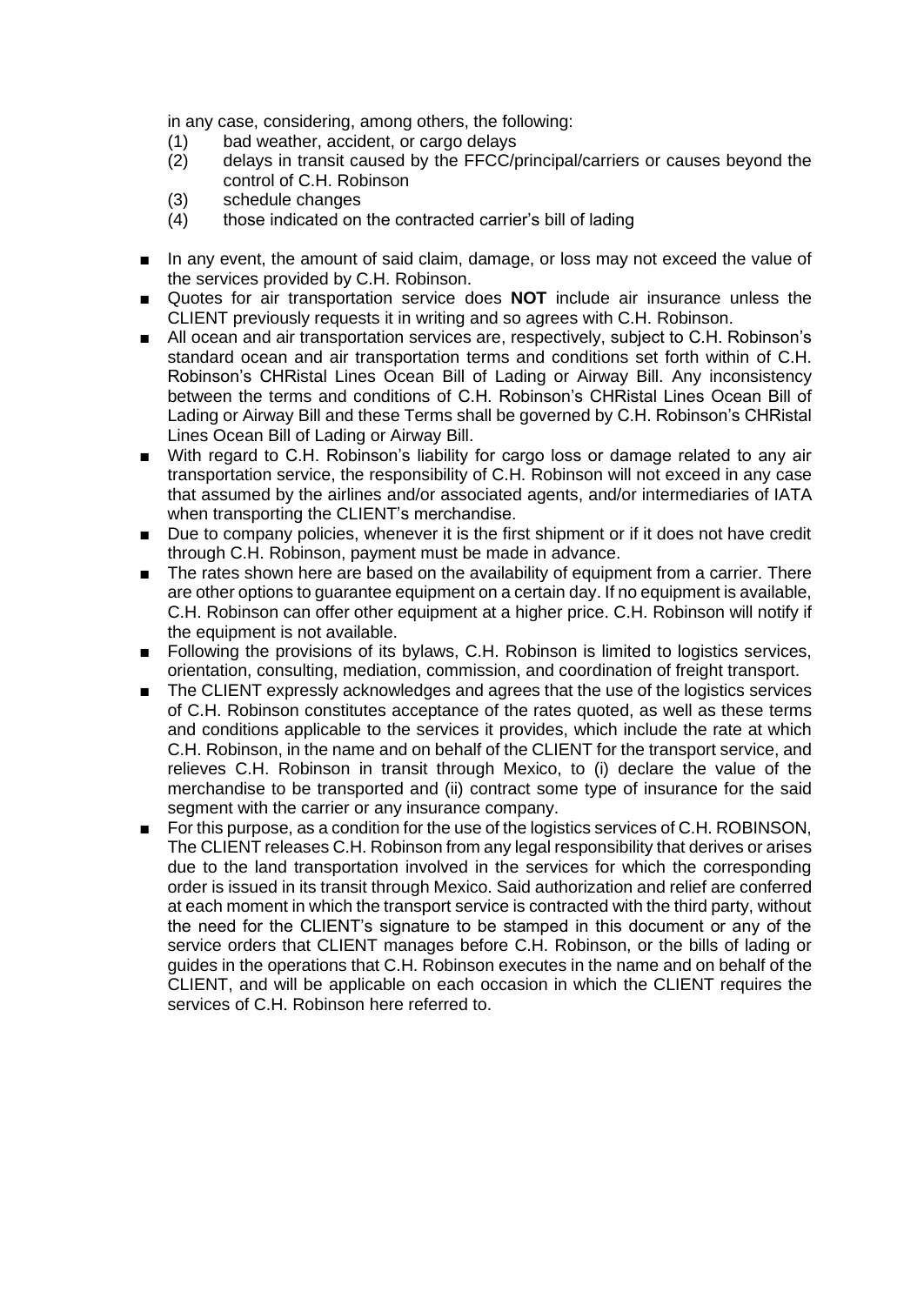in any case, considering, among others, the following:

(1) bad weather, accident, or cargo delays
(2) delays in transit caused by the FFCC/principal/carriers or causes beyond the control of C.H. Robinson
(3) schedule changes
(4) those indicated on the contracted carrier's bill of lading

- In any event, the amount of said claim, damage, or loss may not exceed the value of the services provided by C.H. Robinson.
- Quotes for air transportation service does **NOT** include air insurance unless the CLIENT previously requests it in writing and so agrees with C.H. Robinson.
- All ocean and air transportation services are, respectively, subject to C.H. Robinson's standard ocean and air transportation terms and conditions set forth within of C.H. Robinson's CHRistal Lines Ocean Bill of Lading or Airway Bill. Any inconsistency between the terms and conditions of C.H. Robinson's CHRistal Lines Ocean Bill of Lading or Airway Bill and these Terms shall be governed by C.H. Robinson's CHRistal Lines Ocean Bill of Lading or Airway Bill.
- With regard to C.H. Robinson's liability for cargo loss or damage related to any air transportation service, the responsibility of C.H. Robinson will not exceed in any case that assumed by the airlines and/or associated agents, and/or intermediaries of IATA when transporting the CLIENT's merchandise.
- Due to company policies, whenever it is the first shipment or if it does not have credit through C.H. Robinson, payment must be made in advance.
- The rates shown here are based on the availability of equipment from a carrier. There are other options to guarantee equipment on a certain day. If no equipment is available, C.H. Robinson can offer other equipment at a higher price. C.H. Robinson will notify if the equipment is not available.
- Following the provisions of its bylaws, C.H. Robinson is limited to logistics services, orientation, consulting, mediation, commission, and coordination of freight transport.
- The CLIENT expressly acknowledges and agrees that the use of the logistics services of C.H. Robinson constitutes acceptance of the rates quoted, as well as these terms and conditions applicable to the services it provides, which include the rate at which C.H. Robinson, in the name and on behalf of the CLIENT for the transport service, and relieves C.H. Robinson in transit through Mexico, to (i) declare the value of the merchandise to be transported and (ii) contract some type of insurance for the said segment with the carrier or any insurance company.
- For this purpose, as a condition for the use of the logistics services of C.H. ROBINSON, The CLIENT releases C.H. Robinson from any legal responsibility that derives or arises due to the land transportation involved in the services for which the corresponding order is issued in its transit through Mexico. Said authorization and relief are conferred at each moment in which the transport service is contracted with the third party, without the need for the CLIENT's signature to be stamped in this document or any of the service orders that CLIENT manages before C.H. Robinson, or the bills of lading or guides in the operations that C.H. Robinson executes in the name and on behalf of the CLIENT, and will be applicable on each occasion in which the CLIENT requires the services of C.H. Robinson here referred to.